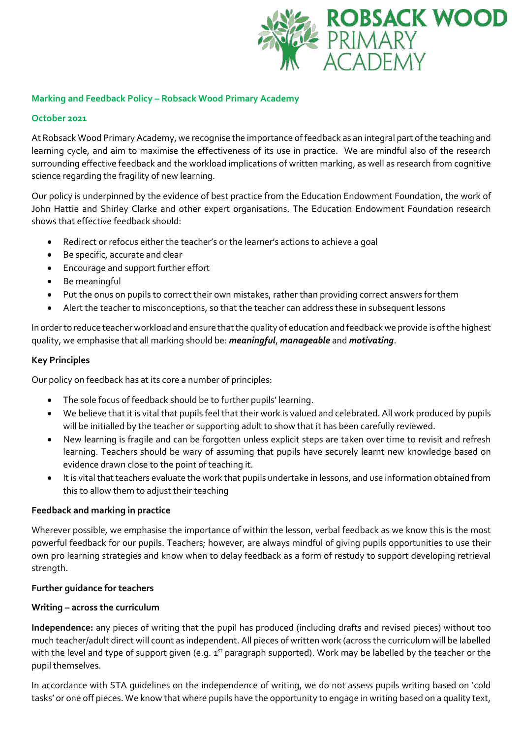# Marking and Feedback Policy – Robsack Wood Primary Academy

**October 2021**

At Robsack Wood Primary Academy, we recognise the importance of feedback as an integral part of the teaching and learning cycle, and aim to maximise the effectiveness of its use in practice. We are mindful also of the research surrounding effective feedback and the workload implications of written marking, as well as research from cognitive science regarding the fragility of new learning.

Our policy is underpinned by the evidence of best practice from the Education Endowment Foundation, the work of John Hattie and Shirley Clarke and other expert organisations. The Education Endowment Foundation research shows that effective feedback should:

- Redirect or refocus either the teacher's or the learner's actions to achieve a goal
- Be specific, accurate and clear
- Encourage and support further effort
- Be meaningful
- Put the onus on pupils to correct their own mistakes, rather than providing correct answers for them
- Alert the teacher to misconceptions, so that the teacher can address these in subsequent lessons

In order to reduce teacher workload and ensure that the quality of education and feedback we provide is of the highest quality, we emphasise that all marking should be: ***meaningful***, ***manageable*** and ***motivating***.

## Key Principles

Our policy on feedback has at its core a number of principles:

- The sole focus of feedback should be to further pupils' learning.
- We believe that it is vital that pupils feel that their work is valued and celebrated. All work produced by pupils will be initialled by the teacher or supporting adult to show that it has been carefully reviewed.
- New learning is fragile and can be forgotten unless explicit steps are taken over time to revisit and refresh learning. Teachers should be wary of assuming that pupils have securely learnt new knowledge based on evidence drawn close to the point of teaching it.
- It is vital that teachers evaluate the work that pupils undertake in lessons, and use information obtained from this to allow them to adjust their teaching

## Feedback and marking in practice

Wherever possible, we emphasise the importance of within the lesson, verbal feedback as we know this is the most powerful feedback for our pupils. Teachers; however, are always mindful of giving pupils opportunities to use their own pro learning strategies and know when to delay feedback as a form of restudy to support developing retrieval strength.

## Further guidance for teachers

### Writing – across the curriculum

**Independence:** any pieces of writing that the pupil has produced (including drafts and revised pieces) without too much teacher/adult direct will count as independent. All pieces of written work (across the curriculum will be labelled with the level and type of support given (e.g. 1st paragraph supported). Work may be labelled by the teacher or the pupil themselves.

In accordance with STA guidelines on the independence of writing, we do not assess pupils writing based on 'cold tasks' or one off pieces. We know that where pupils have the opportunity to engage in writing based on a quality text,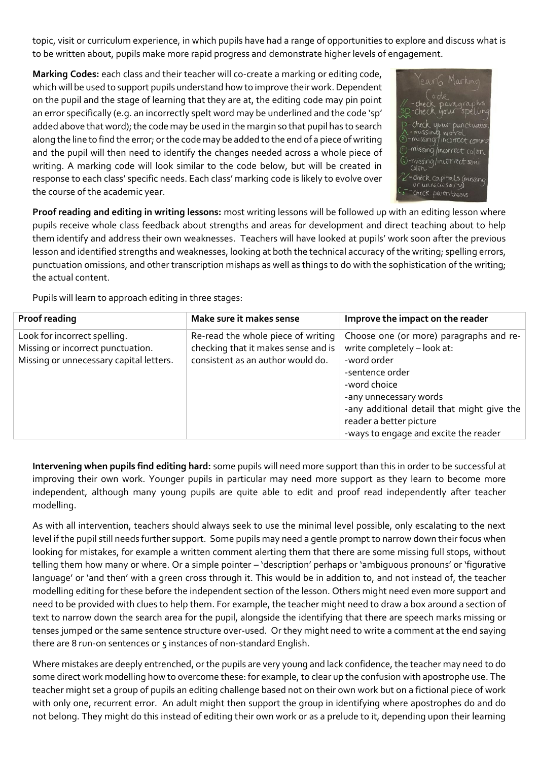topic, visit or curriculum experience, in which pupils have had a range of opportunities to explore and discuss what is to be written about, pupils make more rapid progress and demonstrate higher levels of engagement.

**Marking Codes:** each class and their teacher will co-create a marking or editing code, which will be used to support pupils understand how to improve their work. Dependent on the pupil and the stage of learning that they are at, the editing code may pin point an error specifically (e.g. an incorrectly spelt word may be underlined and the code 'sp' added above that word); the code may be used in the margin so that pupil has to search along the line to find the error; or the code may be added to the end of a piece of writing and the pupil will then need to identify the changes needed across a whole piece of writing. A marking code will look similar to the code below, but will be created in response to each class' specific needs. Each class' marking code is likely to evolve over the course of the academic year.

**Proof reading and editing in writing lessons:** most writing lessons will be followed up with an editing lesson where pupils receive whole class feedback about strengths and areas for development and direct teaching about to help them identify and address their own weaknesses. Teachers will have looked at pupils' work soon after the previous lesson and identified strengths and weaknesses, looking at both the technical accuracy of the writing; spelling errors, punctuation omissions, and other transcription mishaps as well as things to do with the sophistication of the writing; the actual content.

Pupils will learn to approach editing in three stages:

| Proof reading | Make sure it makes sense | Improve the impact on the reader |
|---|---|---|
| Look for incorrect spelling.<br>Missing or incorrect punctuation.<br>Missing or unnecessary capital letters. | Re-read the whole piece of writing checking that it makes sense and is consistent as an author would do. | Choose one (or more) paragraphs and re-write completely – look at:<br>-word order<br>-sentence order<br>-word choice<br>-any unnecessary words<br>-any additional detail that might give the reader a better picture<br>-ways to engage and excite the reader |

**Intervening when pupils find editing hard:** some pupils will need more support than this in order to be successful at improving their own work. Younger pupils in particular may need more support as they learn to become more independent, although many young pupils are quite able to edit and proof read independently after teacher modelling.

As with all intervention, teachers should always seek to use the minimal level possible, only escalating to the next level if the pupil still needs further support. Some pupils may need a gentle prompt to narrow down their focus when looking for mistakes, for example a written comment alerting them that there are some missing full stops, without telling them how many or where. Or a simple pointer – 'description' perhaps or 'ambiguous pronouns' or 'figurative language' or 'and then' with a green cross through it. This would be in addition to, and not instead of, the teacher modelling editing for these before the independent section of the lesson. Others might need even more support and need to be provided with clues to help them. For example, the teacher might need to draw a box around a section of text to narrow down the search area for the pupil, alongside the identifying that there are speech marks missing or tenses jumped or the same sentence structure over-used. Or they might need to write a comment at the end saying there are 8 run-on sentences or 5 instances of non-standard English.

Where mistakes are deeply entrenched, or the pupils are very young and lack confidence, the teacher may need to do some direct work modelling how to overcome these: for example, to clear up the confusion with apostrophe use. The teacher might set a group of pupils an editing challenge based not on their own work but on a fictional piece of work with only one, recurrent error. An adult might then support the group in identifying where apostrophes do and do not belong. They might do this instead of editing their own work or as a prelude to it, depending upon their learning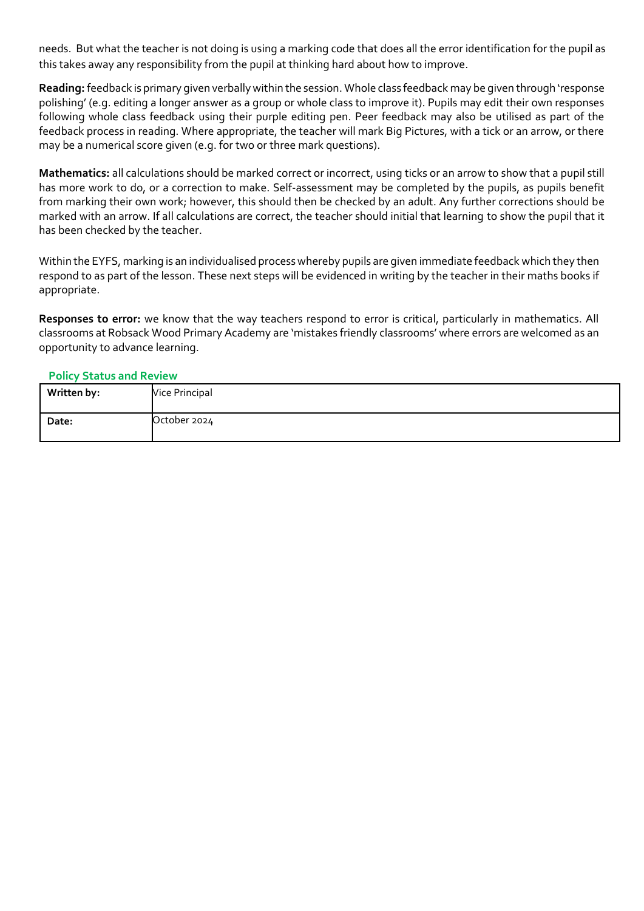needs. But what the teacher is not doing is using a marking code that does all the error identification for the pupil as this takes away any responsibility from the pupil at thinking hard about how to improve.

**Reading:** feedback is primary given verbally within the session. Whole class feedback may be given through 'response polishing' (e.g. editing a longer answer as a group or whole class to improve it). Pupils may edit their own responses following whole class feedback using their purple editing pen. Peer feedback may also be utilised as part of the feedback process in reading. Where appropriate, the teacher will mark Big Pictures, with a tick or an arrow, or there may be a numerical score given (e.g. for two or three mark questions).

**Mathematics:** all calculations should be marked correct or incorrect, using ticks or an arrow to show that a pupil still has more work to do, or a correction to make. Self-assessment may be completed by the pupils, as pupils benefit from marking their own work; however, this should then be checked by an adult. Any further corrections should be marked with an arrow. If all calculations are correct, the teacher should initial that learning to show the pupil that it has been checked by the teacher.

Within the EYFS, marking is an individualised process whereby pupils are given immediate feedback which they then respond to as part of the lesson. These next steps will be evidenced in writing by the teacher in their maths books if appropriate.

**Responses to error:** we know that the way teachers respond to error is critical, particularly in mathematics. All classrooms at Robsack Wood Primary Academy are 'mistakes friendly classrooms' where errors are welcomed as an opportunity to advance learning.

### Policy Status and Review

| | |
|---|---|
| **Written by:** | Vice Principal |
| **Date:** | October 2024 |